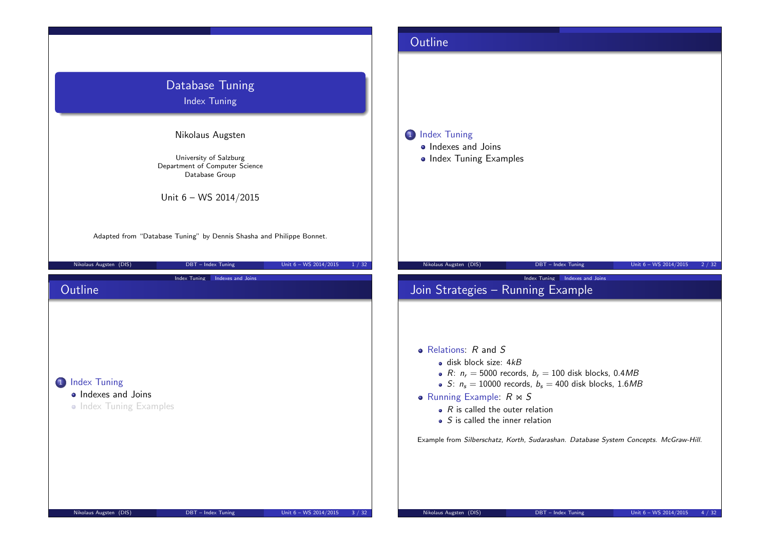# Database Tuning

## Index Tuning

Nikolaus Augsten

University of Salzburg
Department of Computer Science
Database Group

Unit 6 – WS 2014/2015

Adapted from "Database Tuning" by Dennis Shasha and Philippe Bonnet.

## Outline

1. Index Tuning
   - Indexes and Joins
   - Index Tuning Examples

## Outline

1. Index Tuning
   - Indexes and Joins
   - Index Tuning Examples

## Join Strategies – Running Example

- Relations: $R$ and $S$
  - disk block size: $4kB$
  - $R$: $n_r = 5000$ records, $b_r = 100$ disk blocks, $0.4MB$
  - $S$: $n_s = 10000$ records, $b_s = 400$ disk blocks, $1.6MB$
- Running Example: $R \bowtie S$
  - $R$ is called the outer relation
  - $S$ is called the inner relation

Example from *Silberschatz, Korth, Sudarashan. Database System Concepts. McGraw-Hill.*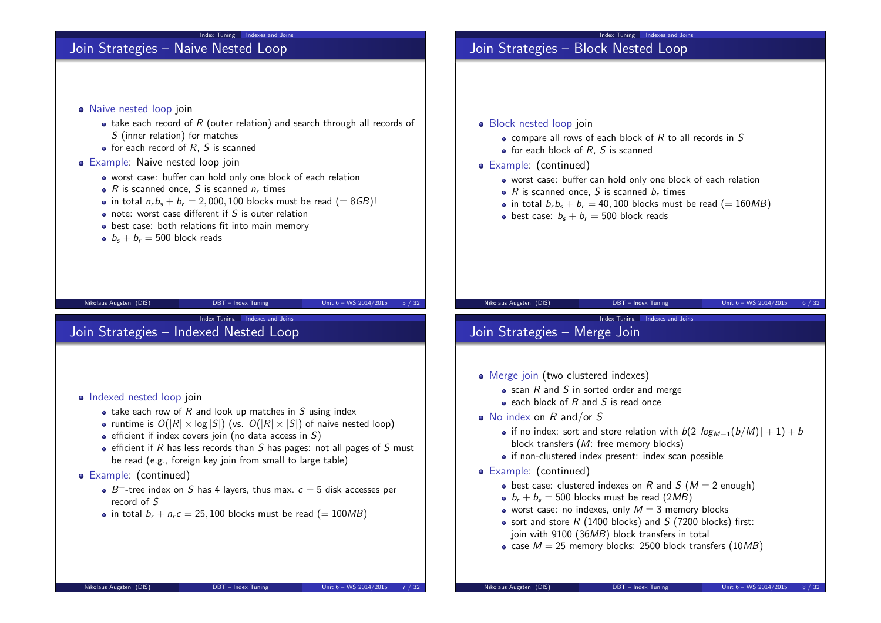## Join Strategies – Naive Nested Loop

- Naive nested loop join
  - take each record of $R$ (outer relation) and search through all records of $S$ (inner relation) for matches
  - for each record of $R$, $S$ is scanned
- Example: Naive nested loop join
  - worst case: buffer can hold only one block of each relation
  - $R$ is scanned once, $S$ is scanned $n_r$ times
  - in total $n_r b_s + b_r = 2,000,100$ blocks must be read ($= 8GB$)!
  - note: worst case different if $S$ is outer relation
  - best case: both relations fit into main memory
  - $b_s + b_r = 500$ block reads

## Join Strategies – Block Nested Loop

- Block nested loop join
  - compare all rows of each block of $R$ to all records in $S$
  - for each block of $R$, $S$ is scanned
- Example: (continued)
  - worst case: buffer can hold only one block of each relation
  - $R$ is scanned once, $S$ is scanned $b_r$ times
  - in total $b_r b_s + b_r = 40,100$ blocks must be read ($= 160MB$)
  - best case: $b_s + b_r = 500$ block reads

## Join Strategies – Indexed Nested Loop

- Indexed nested loop join
  - take each row of $R$ and look up matches in $S$ using index
  - runtime is $O(|R| \times \log|S|)$ (vs. $O(|R| \times |S|)$ of naive nested loop)
  - efficient if index covers join (no data access in $S$)
  - efficient if $R$ has less records than $S$ has pages: not all pages of $S$ must be read (e.g., foreign key join from small to large table)
- Example: (continued)
  - $B^+$-tree index on $S$ has 4 layers, thus max. $c = 5$ disk accesses per record of $S$
  - in total $b_r + n_r c = 25,100$ blocks must be read ($= 100MB$)

## Join Strategies – Merge Join

- Merge join (two clustered indexes)
  - scan $R$ and $S$ in sorted order and merge
  - each block of $R$ and $S$ is read once
- No index on $R$ and/or $S$
  - if no index: sort and store relation with $b(2\lceil log_{M-1}(b/M)\rceil + 1) + b$ block transfers ($M$: free memory blocks)
  - if non-clustered index present: index scan possible
- Example: (continued)
  - best case: clustered indexes on $R$ and $S$ ($M = 2$ enough)
  - $b_r + b_s = 500$ blocks must be read ($2MB$)
  - worst case: no indexes, only $M = 3$ memory blocks
  - sort and store $R$ (1400 blocks) and $S$ (7200 blocks) first: join with 9100 ($36MB$) block transfers in total
  - case $M = 25$ memory blocks: 2500 block transfers ($10MB$)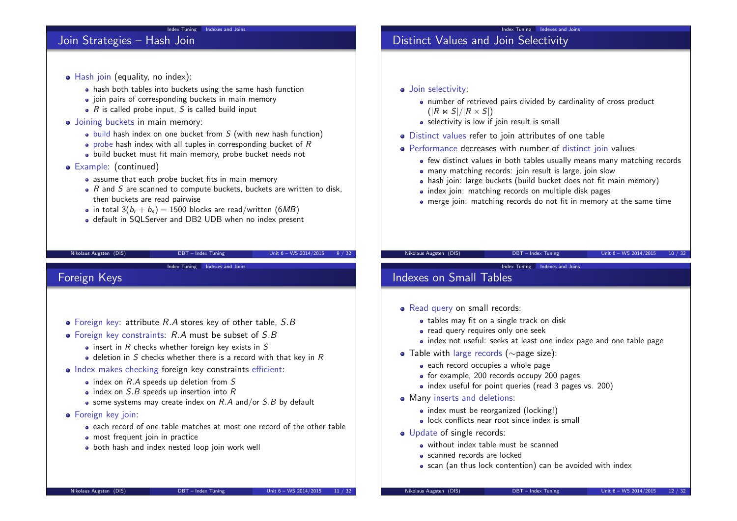## Join Strategies – Hash Join

- Hash join (equality, no index):
  - hash both tables into buckets using the same hash function
  - join pairs of corresponding buckets in main memory
  - $R$ is called probe input, $S$ is called build input
- Joining buckets in main memory:
  - build hash index on one bucket from $S$ (with new hash function)
  - probe hash index with all tuples in corresponding bucket of $R$
  - build bucket must fit main memory, probe bucket needs not
- Example: (continued)
  - assume that each probe bucket fits in main memory
  - $R$ and $S$ are scanned to compute buckets, buckets are written to disk, then buckets are read pairwise
  - in total $3(b_r + b_s) = 1500$ blocks are read/written ($6MB$)
  - default in SQLServer and DB2 UDB when no index present

## Distinct Values and Join Selectivity

- Join selectivity:
  - number of retrieved pairs divided by cardinality of cross product ($|R \ltimes S|/|R \times S|$)
  - selectivity is low if join result is small
- Distinct values refer to join attributes of one table
- Performance decreases with number of distinct join values
  - few distinct values in both tables usually means many matching records
  - many matching records: join result is large, join slow
  - hash join: large buckets (build bucket does not fit main memory)
  - index join: matching records on multiple disk pages
  - merge join: matching records do not fit in memory at the same time

## Foreign Keys

- Foreign key: attribute $R.A$ stores key of other table, $S.B$
- Foreign key constraints: $R.A$ must be subset of $S.B$
  - insert in $R$ checks whether foreign key exists in $S$
  - deletion in $S$ checks whether there is a record with that key in $R$
- Index makes checking foreign key constraints efficient:
  - index on $R.A$ speeds up deletion from $S$
  - index on $S.B$ speeds up insertion into $R$
  - some systems may create index on $R.A$ and/or $S.B$ by default
- Foreign key join:
  - each record of one table matches at most one record of the other table
  - most frequent join in practice
  - both hash and index nested loop join work well

## Indexes on Small Tables

- Read query on small records:
  - tables may fit on a single track on disk
  - read query requires only one seek
  - index not useful: seeks at least one index page and one table page
- Table with large records ($\sim$page size):
  - each record occupies a whole page
  - for example, 200 records occupy 200 pages
  - index useful for point queries (read 3 pages vs. 200)
- Many inserts and deletions:
  - index must be reorganized (locking!)
  - lock conflicts near root since index is small
- Update of single records:
  - without index table must be scanned
  - scanned records are locked
  - scan (an thus lock contention) can be avoided with index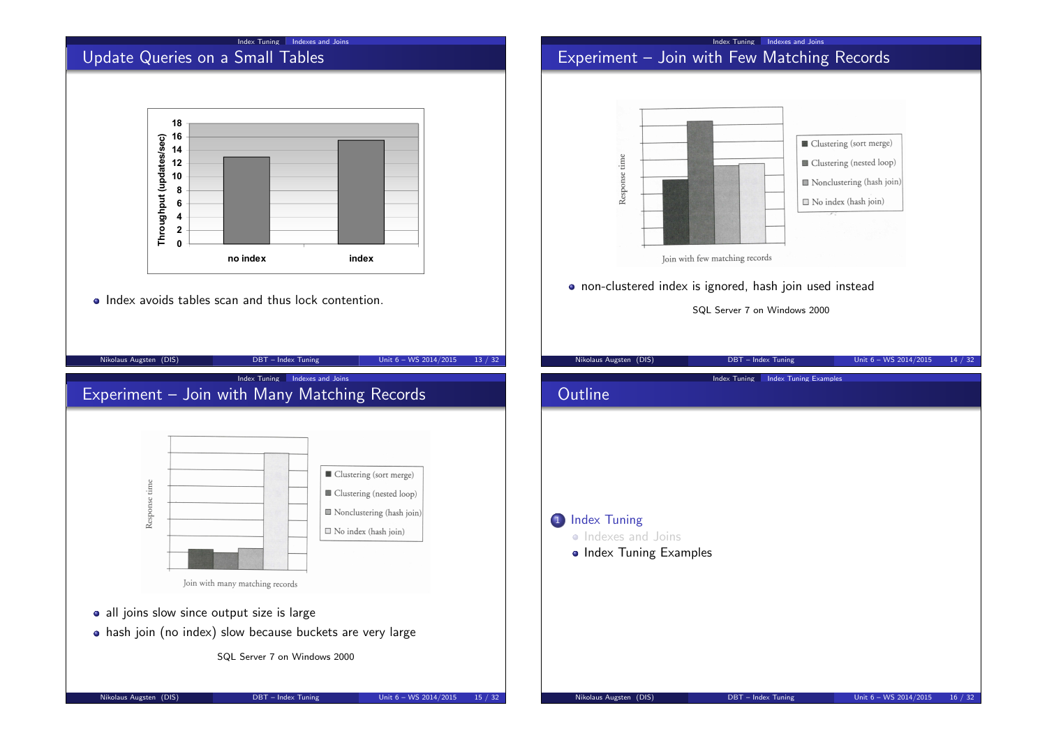## Update Queries on a Small Tables

| | no index | index |
|---|---|---|
| Throughput (updates/sec) | ~13 | ~15.5 |

- Index avoids tables scan and thus lock contention.

## Experiment – Join with Few Matching Records

Response time — Join with few matching records

Legend: Clustering (sort merge), Clustering (nested loop), Nonclustering (hash join), No index (hash join)

- non-clustered index is ignored, hash join used instead

SQL Server 7 on Windows 2000

## Experiment – Join with Many Matching Records

Response time — Join with many matching records

Legend: Clustering (sort merge), Clustering (nested loop), Nonclustering (hash join), No index (hash join)

- all joins slow since output size is large
- hash join (no index) slow because buckets are very large

SQL Server 7 on Windows 2000

## Outline

1. Index Tuning
   - Indexes and Joins
   - Index Tuning Examples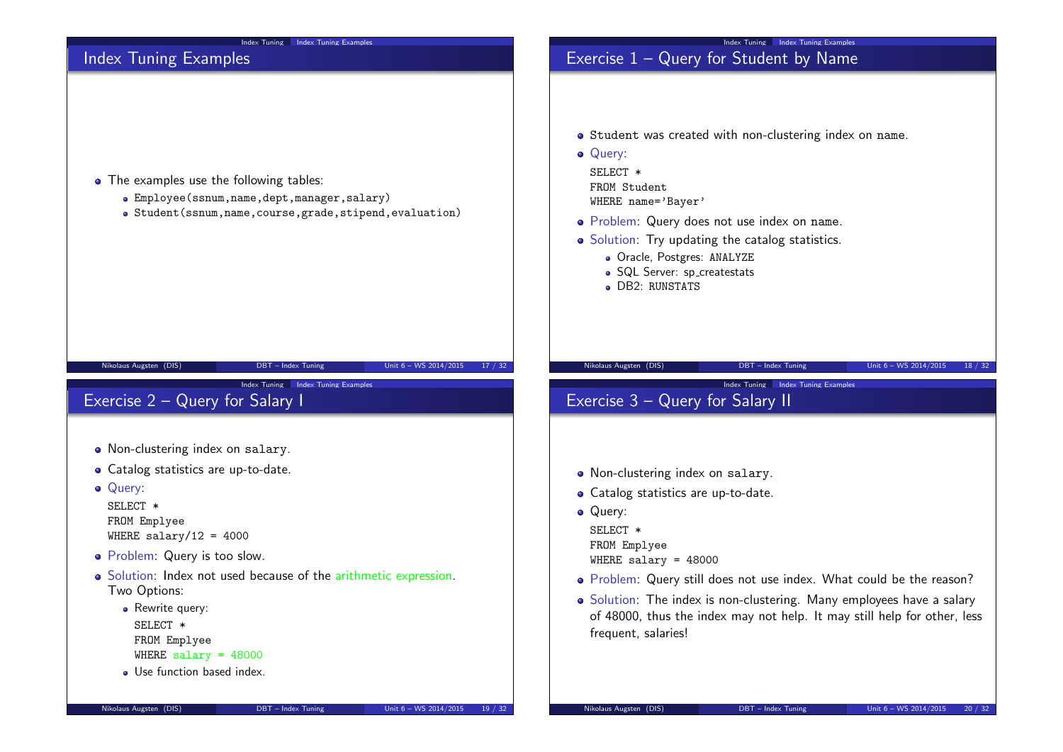## Index Tuning Examples

- The examples use the following tables:
  - `Employee(ssnum,name,dept,manager,salary)`
  - `Student(ssnum,name,course,grade,stipend,evaluation)`

## Exercise 1 – Query for Student by Name

- `Student` was created with non-clustering index on `name`.
- Query:

```
SELECT *
FROM Student
WHERE name='Bayer'
```

- Problem: Query does not use index on `name`.
- Solution: Try updating the catalog statistics.
  - Oracle, Postgres: `ANALYZE`
  - SQL Server: sp_createstats
  - DB2: `RUNSTATS`

## Exercise 2 – Query for Salary I

- Non-clustering index on `salary`.
- Catalog statistics are up-to-date.
- Query:

```
SELECT *
FROM Emplyee
WHERE salary/12 = 4000
```

- Problem: Query is too slow.
- Solution: Index not used because of the arithmetic expression. Two Options:
  - Rewrite query:

    ```
    SELECT *
    FROM Emplyee
    WHERE salary = 48000
    ```

  - Use function based index.

## Exercise 3 – Query for Salary II

- Non-clustering index on `salary`.
- Catalog statistics are up-to-date.
- Query:

```
SELECT *
FROM Emplyee
WHERE salary = 48000
```

- Problem: Query still does not use index. What could be the reason?
- Solution: The index is non-clustering. Many employees have a salary of 48000, thus the index may not help. It may still help for other, less frequent, salaries!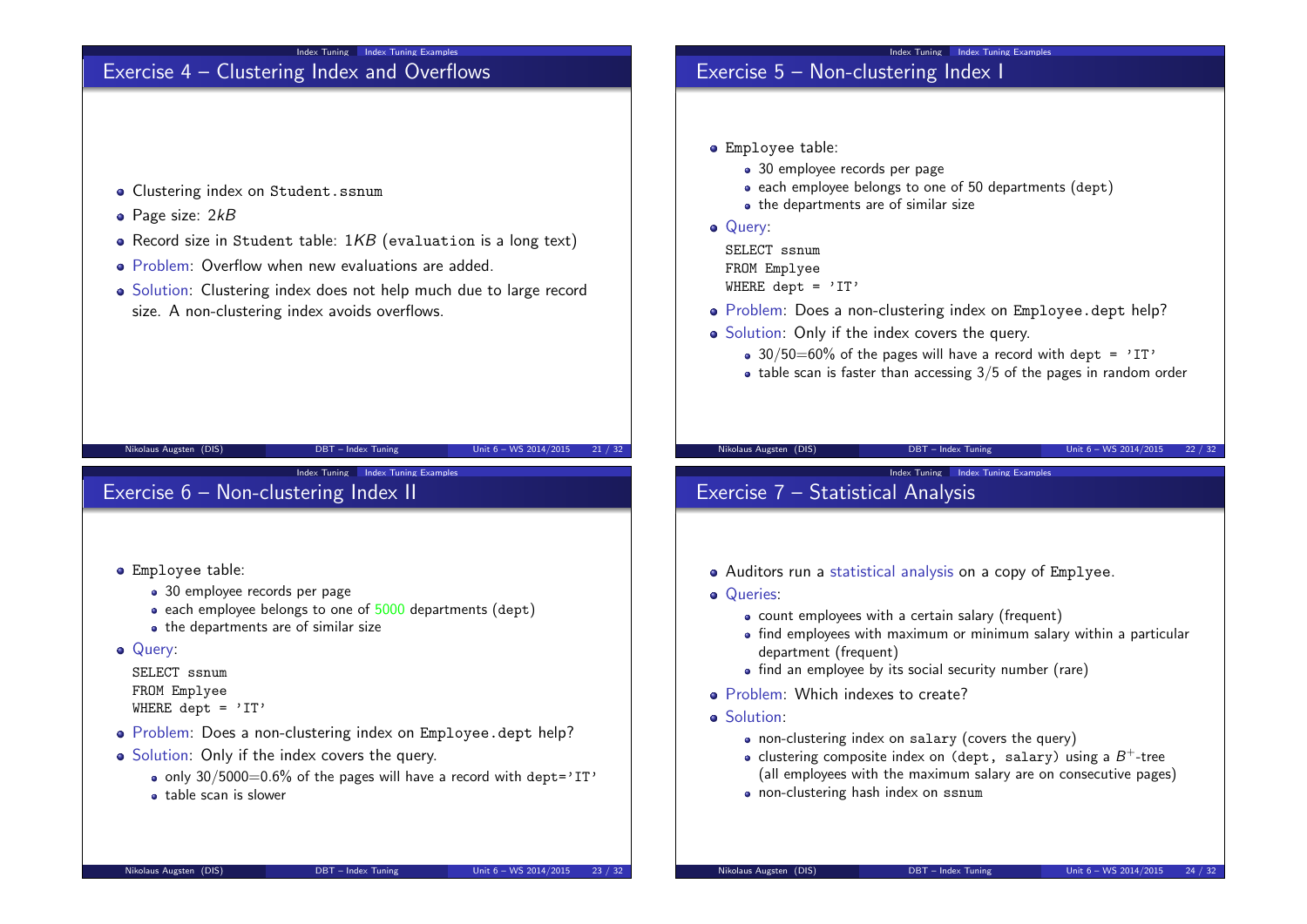## Exercise 4 – Clustering Index and Overflows

- Clustering index on `Student.ssnum`
- Page size: $2kB$
- Record size in `Student` table: $1KB$ (`evaluation` is a long text)
- Problem: Overflow when new evaluations are added.
- Solution: Clustering index does not help much due to large record size. A non-clustering index avoids overflows.

## Exercise 5 – Non-clustering Index I

- `Employee` table:
  - 30 employee records per page
  - each employee belongs to one of 50 departments (`dept`)
  - the departments are of similar size
- Query:

```
SELECT ssnum
FROM Emplyee
WHERE dept = 'IT'
```

- Problem: Does a non-clustering index on `Employee.dept` help?
- Solution: Only if the index covers the query.
  - 30/50=60% of the pages will have a record with `dept = 'IT'`
  - table scan is faster than accessing 3/5 of the pages in random order

## Exercise 6 – Non-clustering Index II

- `Employee` table:
  - 30 employee records per page
  - each employee belongs to one of 5000 departments (`dept`)
  - the departments are of similar size
- Query:

```
SELECT ssnum
FROM Emplyee
WHERE dept = 'IT'
```

- Problem: Does a non-clustering index on `Employee.dept` help?
- Solution: Only if the index covers the query.
  - only 30/5000=0.6% of the pages will have a record with `dept='IT'`
  - table scan is slower

## Exercise 7 – Statistical Analysis

- Auditors run a statistical analysis on a copy of `Emplyee`.
- Queries:
  - count employees with a certain salary (frequent)
  - find employees with maximum or minimum salary within a particular department (frequent)
  - find an employee by its social security number (rare)
- Problem: Which indexes to create?
- Solution:
  - non-clustering index on `salary` (covers the query)
  - clustering composite index on `(dept, salary)` using a $B^+$-tree (all employees with the maximum salary are on consecutive pages)
  - non-clustering hash index on `ssnum`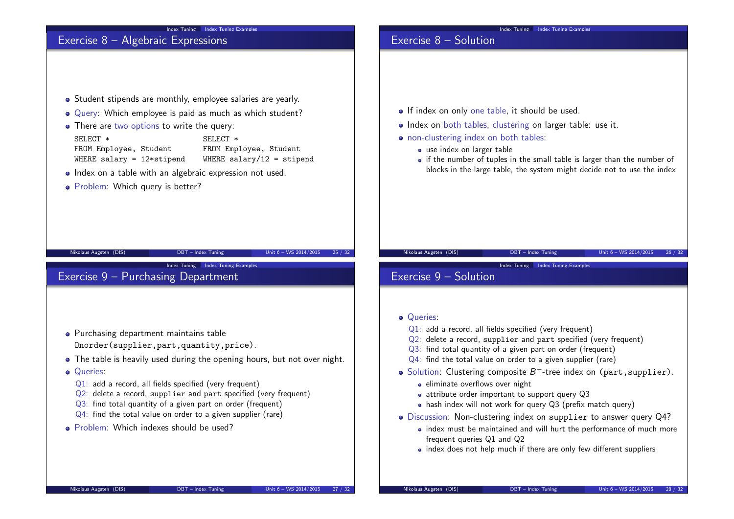## Exercise 8 – Algebraic Expressions

- Student stipends are monthly, employee salaries are yearly.
- Query: Which employee is paid as much as which student?
- There are two options to write the query:

```
SELECT *                      SELECT *
FROM Employee, Student        FROM Employee, Student
WHERE salary = 12*stipend     WHERE salary/12 = stipend
```

- Index on a table with an algebraic expression not used.
- Problem: Which query is better?

## Exercise 8 – Solution

- If index on only one table, it should be used.
- Index on both tables, clustering on larger table: use it.
- non-clustering index on both tables:
  - use index on larger table
  - if the number of tuples in the small table is larger than the number of blocks in the large table, the system might decide not to use the index

## Exercise 9 – Purchasing Department

- Purchasing department maintains table `Onorder(supplier,part,quantity,price)`.
- The table is heavily used during the opening hours, but not over night.
- Queries:
  - Q1: add a record, all fields specified (very frequent)
  - Q2: delete a record, `supplier` and `part` specified (very frequent)
  - Q3: find total quantity of a given part on order (frequent)
  - Q4: find the total value on order to a given supplier (rare)
- Problem: Which indexes should be used?

## Exercise 9 – Solution

- Queries:
  - Q1: add a record, all fields specified (very frequent)
  - Q2: delete a record, `supplier` and `part` specified (very frequent)
  - Q3: find total quantity of a given part on order (frequent)
  - Q4: find the total value on order to a given supplier (rare)
- Solution: Clustering composite $B^+$-tree index on `(part,supplier)`.
  - eliminate overflows over night
  - attribute order important to support query Q3
  - hash index will not work for query Q3 (prefix match query)
- Discussion: Non-clustering index on `supplier` to answer query Q4?
  - index must be maintained and will hurt the performance of much more frequent queries Q1 and Q2
  - index does not help much if there are only few different suppliers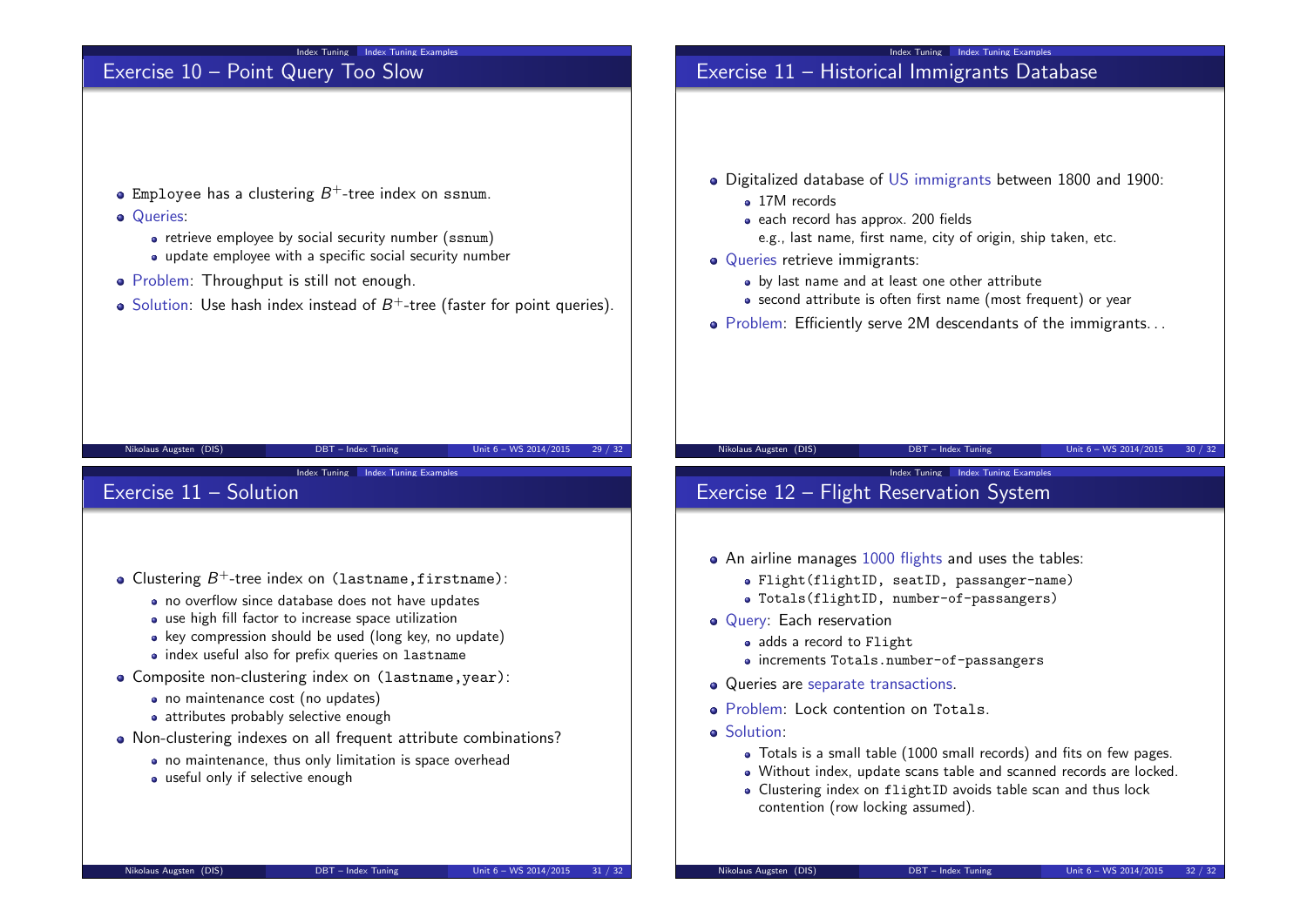## Exercise 10 – Point Query Too Slow

- Employee has a clustering $B^+$-tree index on ssnum.
- Queries:
  - retrieve employee by social security number (ssnum)
  - update employee with a specific social security number
- Problem: Throughput is still not enough.
- Solution: Use hash index instead of $B^+$-tree (faster for point queries).

## Exercise 11 – Historical Immigrants Database

- Digitalized database of US immigrants between 1800 and 1900:
  - 17M records
  - each record has approx. 200 fields
    e.g., last name, first name, city of origin, ship taken, etc.
- Queries retrieve immigrants:
  - by last name and at least one other attribute
  - second attribute is often first name (most frequent) or year
- Problem: Efficiently serve 2M descendants of the immigrants. . .

## Exercise 11 – Solution

- Clustering $B^+$-tree index on (lastname,firstname):
  - no overflow since database does not have updates
  - use high fill factor to increase space utilization
  - key compression should be used (long key, no update)
  - index useful also for prefix queries on lastname
- Composite non-clustering index on (lastname,year):
  - no maintenance cost (no updates)
  - attributes probably selective enough
- Non-clustering indexes on all frequent attribute combinations?
  - no maintenance, thus only limitation is space overhead
  - useful only if selective enough

## Exercise 12 – Flight Reservation System

- An airline manages 1000 flights and uses the tables:
  - Flight(flightID, seatID, passanger-name)
  - Totals(flightID, number-of-passangers)
- Query: Each reservation
  - adds a record to Flight
  - increments Totals.number-of-passangers
- Queries are separate transactions.
- Problem: Lock contention on Totals.
- Solution:
  - Totals is a small table (1000 small records) and fits on few pages.
  - Without index, update scans table and scanned records are locked.
  - Clustering index on flightID avoids table scan and thus lock contention (row locking assumed).